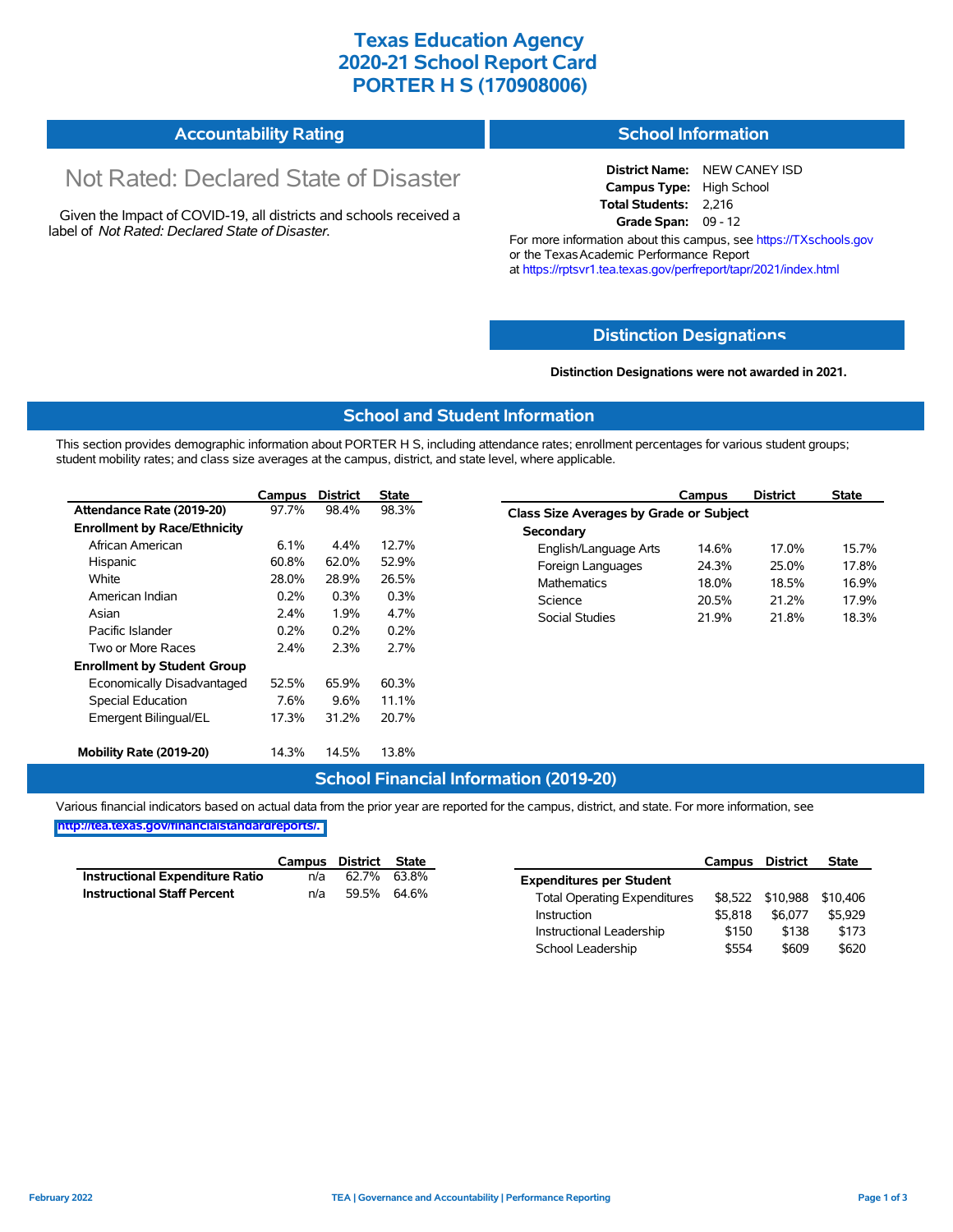# Texas Education Agency
# 2020-21 School Report Card
# PORTER H S (170908006)

## Accountability Rating

Not Rated: Declared State of Disaster

Given the Impact of COVID-19, all districts and schools received a label of *Not Rated: Declared State of Disaster*.

## School Information

**District Name:** NEW CANEY ISD
**Campus Type:** High School
**Total Students:** 2,216
**Grade Span:** 09 - 12

For more information about this campus, see https://TXschools.gov or the Texas Academic Performance Report at https://rptsvr1.tea.texas.gov/perfreport/tapr/2021/index.html

## Distinction Designations

**Distinction Designations were not awarded in 2021.**

## School and Student Information

This section provides demographic information about PORTER H S, including attendance rates; enrollment percentages for various student groups; student mobility rates; and class size averages at the campus, district, and state level, where applicable.

| | Campus | District | State |
|---|---|---|---|
| **Attendance Rate (2019-20)** | 97.7% | 98.4% | 98.3% |
| **Enrollment by Race/Ethnicity** | | | |
| African American | 6.1% | 4.4% | 12.7% |
| Hispanic | 60.8% | 62.0% | 52.9% |
| White | 28.0% | 28.9% | 26.5% |
| American Indian | 0.2% | 0.3% | 0.3% |
| Asian | 2.4% | 1.9% | 4.7% |
| Pacific Islander | 0.2% | 0.2% | 0.2% |
| Two or More Races | 2.4% | 2.3% | 2.7% |
| **Enrollment by Student Group** | | | |
| Economically Disadvantaged | 52.5% | 65.9% | 60.3% |
| Special Education | 7.6% | 9.6% | 11.1% |
| Emergent Bilingual/EL | 17.3% | 31.2% | 20.7% |
| **Mobility Rate (2019-20)** | 14.3% | 14.5% | 13.8% |

| | Campus | District | State |
|---|---|---|---|
| **Class Size Averages by Grade or Subject** | | | |
| **Secondary** | | | |
| English/Language Arts | 14.6% | 17.0% | 15.7% |
| Foreign Languages | 24.3% | 25.0% | 17.8% |
| Mathematics | 18.0% | 18.5% | 16.9% |
| Science | 20.5% | 21.2% | 17.9% |
| Social Studies | 21.9% | 21.8% | 18.3% |

## School Financial Information (2019-20)

Various financial indicators based on actual data from the prior year are reported for the campus, district, and state. For more information, see http://tea.texas.gov/financialstandardreports/.

| | Campus | District | State |
|---|---|---|---|
| **Instructional Expenditure Ratio** | n/a | 62.7% | 63.8% |
| **Instructional Staff Percent** | n/a | 59.5% | 64.6% |

| | Campus | District | State |
|---|---|---|---|
| **Expenditures per Student** | | | |
| Total Operating Expenditures | $8,522 | $10,988 | $10,406 |
| Instruction | $5,818 | $6,077 | $5,929 |
| Instructional Leadership | $150 | $138 | $173 |
| School Leadership | $554 | $609 | $620 |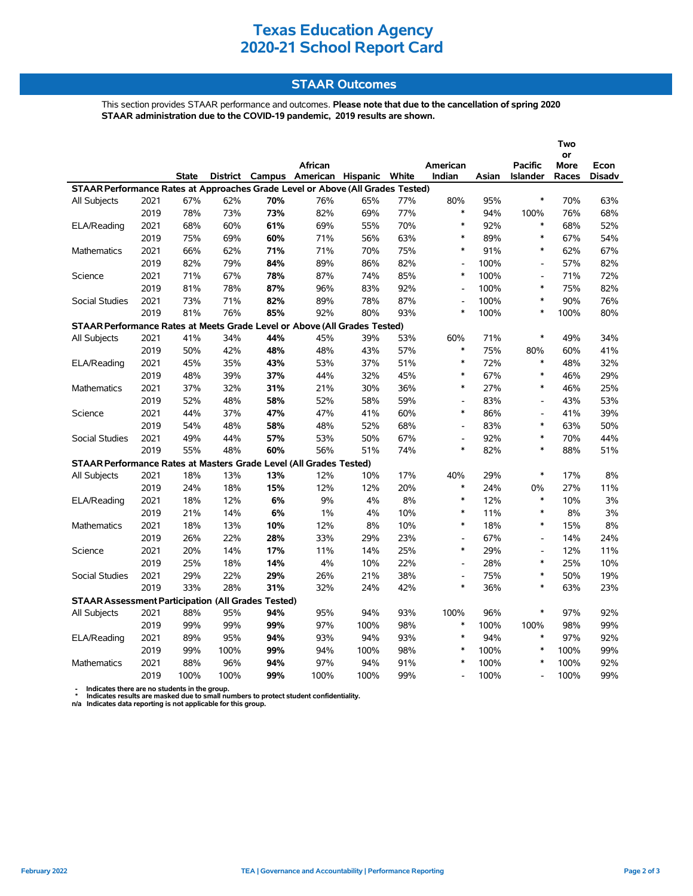# Texas Education Agency
# 2020-21 School Report Card

## STAAR Outcomes

This section provides STAAR performance and outcomes. **Please note that due to the cancellation of spring 2020 STAAR administration due to the COVID-19 pandemic, 2019 results are shown.**

| | | State | District | Campus | African American | Hispanic | White | American Indian | Asian | Pacific Islander | Two or More Races | Econ Disadv |
|---|---|---|---|---|---|---|---|---|---|---|---|---|
| **STAAR Performance Rates at Approaches Grade Level or Above (All Grades Tested)** | | | | | | | | | | | | |
| All Subjects | 2021 | 67% | 62% | **70%** | 76% | 65% | 77% | 80% | 95% | * | 70% | 63% |
| | 2019 | 78% | 73% | **73%** | 82% | 69% | 77% | * | 94% | 100% | 76% | 68% |
| ELA/Reading | 2021 | 68% | 60% | **61%** | 69% | 55% | 70% | * | 92% | * | 68% | 52% |
| | 2019 | 75% | 69% | **60%** | 71% | 56% | 63% | * | 89% | * | 67% | 54% |
| Mathematics | 2021 | 66% | 62% | **71%** | 71% | 70% | 75% | * | 91% | * | 62% | 67% |
| | 2019 | 82% | 79% | **84%** | 89% | 86% | 82% | - | 100% | - | 57% | 82% |
| Science | 2021 | 71% | 67% | **78%** | 87% | 74% | 85% | * | 100% | - | 71% | 72% |
| | 2019 | 81% | 78% | **87%** | 96% | 83% | 92% | - | 100% | * | 75% | 82% |
| Social Studies | 2021 | 73% | 71% | **82%** | 89% | 78% | 87% | - | 100% | * | 90% | 76% |
| | 2019 | 81% | 76% | **85%** | 92% | 80% | 93% | * | 100% | * | 100% | 80% |
| **STAAR Performance Rates at Meets Grade Level or Above (All Grades Tested)** | | | | | | | | | | | | |
| All Subjects | 2021 | 41% | 34% | **44%** | 45% | 39% | 53% | 60% | 71% | * | 49% | 34% |
| | 2019 | 50% | 42% | **48%** | 48% | 43% | 57% | * | 75% | 80% | 60% | 41% |
| ELA/Reading | 2021 | 45% | 35% | **43%** | 53% | 37% | 51% | * | 72% | * | 48% | 32% |
| | 2019 | 48% | 39% | **37%** | 44% | 32% | 45% | * | 67% | * | 46% | 29% |
| Mathematics | 2021 | 37% | 32% | **31%** | 21% | 30% | 36% | * | 27% | * | 46% | 25% |
| | 2019 | 52% | 48% | **58%** | 52% | 58% | 59% | - | 83% | - | 43% | 53% |
| Science | 2021 | 44% | 37% | **47%** | 47% | 41% | 60% | * | 86% | - | 41% | 39% |
| | 2019 | 54% | 48% | **58%** | 48% | 52% | 68% | - | 83% | * | 63% | 50% |
| Social Studies | 2021 | 49% | 44% | **57%** | 53% | 50% | 67% | - | 92% | * | 70% | 44% |
| | 2019 | 55% | 48% | **60%** | 56% | 51% | 74% | * | 82% | * | 88% | 51% |
| **STAAR Performance Rates at Masters Grade Level (All Grades Tested)** | | | | | | | | | | | | |
| All Subjects | 2021 | 18% | 13% | **13%** | 12% | 10% | 17% | 40% | 29% | * | 17% | 8% |
| | 2019 | 24% | 18% | **15%** | 12% | 12% | 20% | * | 24% | 0% | 27% | 11% |
| ELA/Reading | 2021 | 18% | 12% | **6%** | 9% | 4% | 8% | * | 12% | * | 10% | 3% |
| | 2019 | 21% | 14% | **6%** | 1% | 4% | 10% | * | 11% | * | 8% | 3% |
| Mathematics | 2021 | 18% | 13% | **10%** | 12% | 8% | 10% | * | 18% | * | 15% | 8% |
| | 2019 | 26% | 22% | **28%** | 33% | 29% | 23% | - | 67% | - | 14% | 24% |
| Science | 2021 | 20% | 14% | **17%** | 11% | 14% | 25% | * | 29% | - | 12% | 11% |
| | 2019 | 25% | 18% | **14%** | 4% | 10% | 22% | - | 28% | * | 25% | 10% |
| Social Studies | 2021 | 29% | 22% | **29%** | 26% | 21% | 38% | - | 75% | * | 50% | 19% |
| | 2019 | 33% | 28% | **31%** | 32% | 24% | 42% | * | 36% | * | 63% | 23% |
| **STAAR Assessment Participation (All Grades Tested)** | | | | | | | | | | | | |
| All Subjects | 2021 | 88% | 95% | **94%** | 95% | 94% | 93% | 100% | 96% | * | 97% | 92% |
| | 2019 | 99% | 99% | **99%** | 97% | 100% | 98% | * | 100% | 100% | 98% | 99% |
| ELA/Reading | 2021 | 89% | 95% | **94%** | 93% | 94% | 93% | * | 94% | * | 97% | 92% |
| | 2019 | 99% | 100% | **99%** | 94% | 100% | 98% | * | 100% | * | 100% | 99% |
| Mathematics | 2021 | 88% | 96% | **94%** | 97% | 94% | 91% | * | 100% | * | 100% | 92% |
| | 2019 | 100% | 100% | **99%** | 100% | 100% | 99% | - | 100% | - | 100% | 99% |

- Indicates there are no students in the group.
\* Indicates results are masked due to small numbers to protect student confidentiality.
n/a Indicates data reporting is not applicable for this group.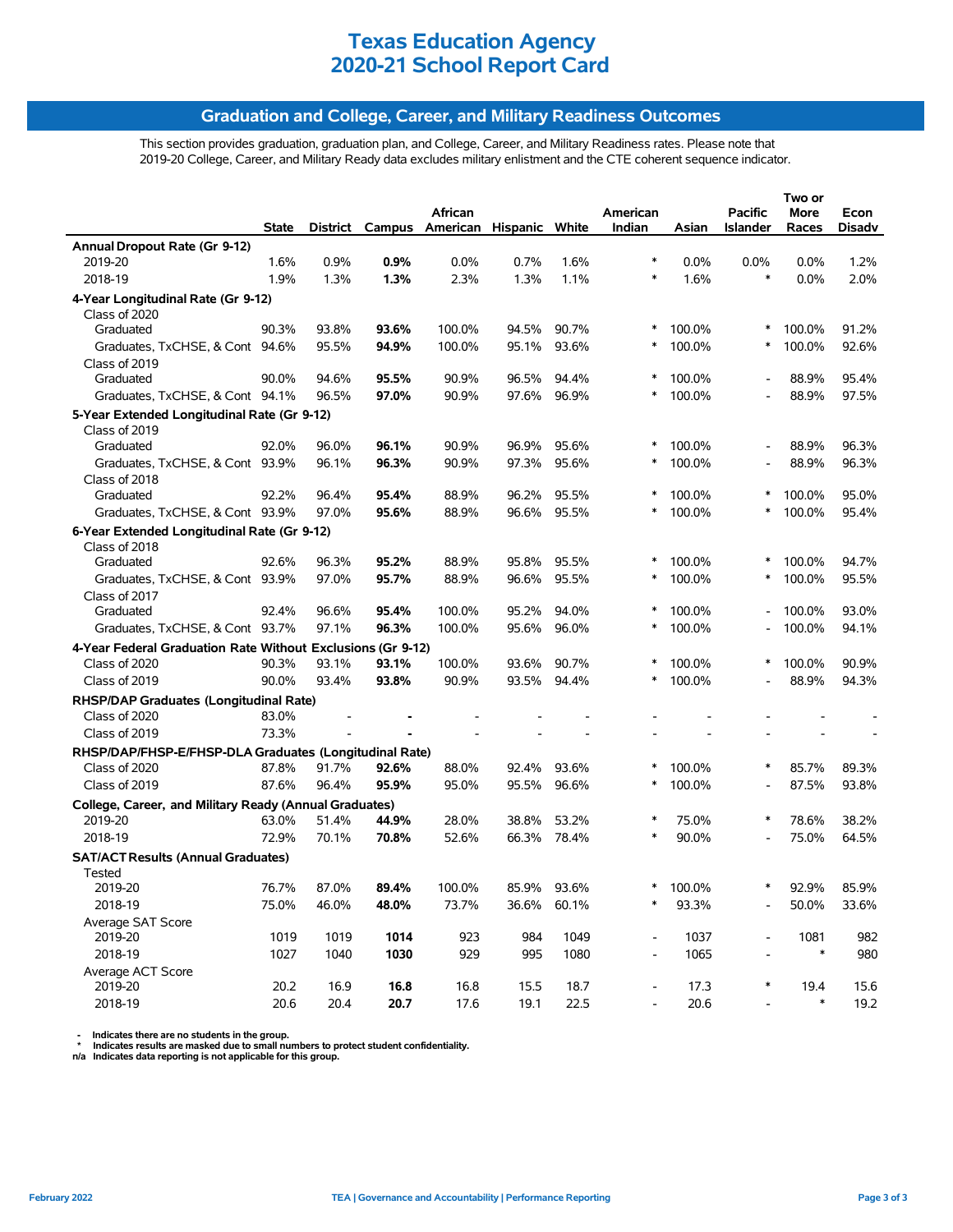# Texas Education Agency
# 2020-21 School Report Card

## Graduation and College, Career, and Military Readiness Outcomes

This section provides graduation, graduation plan, and College, Career, and Military Readiness rates. Please note that 2019-20 College, Career, and Military Ready data excludes military enlistment and the CTE coherent sequence indicator.

| | State | District | Campus | African American | Hispanic | White | American Indian | Asian | Pacific Islander | Two or More Races | Econ Disadv |
|---|---|---|---|---|---|---|---|---|---|---|---|
| **Annual Dropout Rate (Gr 9-12)** | | | | | | | | | | | |
| 2019-20 | 1.6% | 0.9% | **0.9%** | 0.0% | 0.7% | 1.6% | * | 0.0% | 0.0% | 0.0% | 1.2% |
| 2018-19 | 1.9% | 1.3% | **1.3%** | 2.3% | 1.3% | 1.1% | * | 1.6% | * | 0.0% | 2.0% |
| **4-Year Longitudinal Rate (Gr 9-12)** | | | | | | | | | | | |
| Class of 2020 | | | | | | | | | | | |
| Graduated | 90.3% | 93.8% | **93.6%** | 100.0% | 94.5% | 90.7% | * | 100.0% | * | 100.0% | 91.2% |
| Graduates, TxCHSE, & Cont | 94.6% | 95.5% | **94.9%** | 100.0% | 95.1% | 93.6% | * | 100.0% | * | 100.0% | 92.6% |
| Class of 2019 | | | | | | | | | | | |
| Graduated | 90.0% | 94.6% | **95.5%** | 90.9% | 96.5% | 94.4% | * | 100.0% | - | 88.9% | 95.4% |
| Graduates, TxCHSE, & Cont | 94.1% | 96.5% | **97.0%** | 90.9% | 97.6% | 96.9% | * | 100.0% | - | 88.9% | 97.5% |
| **5-Year Extended Longitudinal Rate (Gr 9-12)** | | | | | | | | | | | |
| Class of 2019 | | | | | | | | | | | |
| Graduated | 92.0% | 96.0% | **96.1%** | 90.9% | 96.9% | 95.6% | * | 100.0% | - | 88.9% | 96.3% |
| Graduates, TxCHSE, & Cont | 93.9% | 96.1% | **96.3%** | 90.9% | 97.3% | 95.6% | * | 100.0% | - | 88.9% | 96.3% |
| Class of 2018 | | | | | | | | | | | |
| Graduated | 92.2% | 96.4% | **95.4%** | 88.9% | 96.2% | 95.5% | * | 100.0% | * | 100.0% | 95.0% |
| Graduates, TxCHSE, & Cont | 93.9% | 97.0% | **95.6%** | 88.9% | 96.6% | 95.5% | * | 100.0% | * | 100.0% | 95.4% |
| **6-Year Extended Longitudinal Rate (Gr 9-12)** | | | | | | | | | | | |
| Class of 2018 | | | | | | | | | | | |
| Graduated | 92.6% | 96.3% | **95.2%** | 88.9% | 95.8% | 95.5% | * | 100.0% | * | 100.0% | 94.7% |
| Graduates, TxCHSE, & Cont | 93.9% | 97.0% | **95.7%** | 88.9% | 96.6% | 95.5% | * | 100.0% | * | 100.0% | 95.5% |
| Class of 2017 | | | | | | | | | | | |
| Graduated | 92.4% | 96.6% | **95.4%** | 100.0% | 95.2% | 94.0% | * | 100.0% | - | 100.0% | 93.0% |
| Graduates, TxCHSE, & Cont | 93.7% | 97.1% | **96.3%** | 100.0% | 95.6% | 96.0% | * | 100.0% | - | 100.0% | 94.1% |
| **4-Year Federal Graduation Rate Without Exclusions (Gr 9-12)** | | | | | | | | | | | |
| Class of 2020 | 90.3% | 93.1% | **93.1%** | 100.0% | 93.6% | 90.7% | * | 100.0% | * | 100.0% | 90.9% |
| Class of 2019 | 90.0% | 93.4% | **93.8%** | 90.9% | 93.5% | 94.4% | * | 100.0% | - | 88.9% | 94.3% |
| **RHSP/DAP Graduates (Longitudinal Rate)** | | | | | | | | | | | |
| Class of 2020 | 83.0% | - | **-** | - | - | - | - | - | - | - | - |
| Class of 2019 | 73.3% | - | **-** | - | - | - | - | - | - | - | - |
| **RHSP/DAP/FHSP-E/FHSP-DLA Graduates (Longitudinal Rate)** | | | | | | | | | | | |
| Class of 2020 | 87.8% | 91.7% | **92.6%** | 88.0% | 92.4% | 93.6% | * | 100.0% | * | 85.7% | 89.3% |
| Class of 2019 | 87.6% | 96.4% | **95.9%** | 95.0% | 95.5% | 96.6% | * | 100.0% | - | 87.5% | 93.8% |
| **College, Career, and Military Ready (Annual Graduates)** | | | | | | | | | | | |
| 2019-20 | 63.0% | 51.4% | **44.9%** | 28.0% | 38.8% | 53.2% | * | 75.0% | * | 78.6% | 38.2% |
| 2018-19 | 72.9% | 70.1% | **70.8%** | 52.6% | 66.3% | 78.4% | * | 90.0% | - | 75.0% | 64.5% |
| **SAT/ACT Results (Annual Graduates)** | | | | | | | | | | | |
| Tested | | | | | | | | | | | |
| 2019-20 | 76.7% | 87.0% | **89.4%** | 100.0% | 85.9% | 93.6% | * | 100.0% | * | 92.9% | 85.9% |
| 2018-19 | 75.0% | 46.0% | **48.0%** | 73.7% | 36.6% | 60.1% | * | 93.3% | - | 50.0% | 33.6% |
| Average SAT Score | | | | | | | | | | | |
| 2019-20 | 1019 | 1019 | **1014** | 923 | 984 | 1049 | - | 1037 | - | 1081 | 982 |
| 2018-19 | 1027 | 1040 | **1030** | 929 | 995 | 1080 | - | 1065 | - | * | 980 |
| Average ACT Score | | | | | | | | | | | |
| 2019-20 | 20.2 | 16.9 | **16.8** | 16.8 | 15.5 | 18.7 | - | 17.3 | * | 19.4 | 15.6 |
| 2018-19 | 20.6 | 20.4 | **20.7** | 17.6 | 19.1 | 22.5 | - | 20.6 | - | * | 19.2 |

- Indicates there are no students in the group.
\* Indicates results are masked due to small numbers to protect student confidentiality.
n/a Indicates data reporting is not applicable for this group.